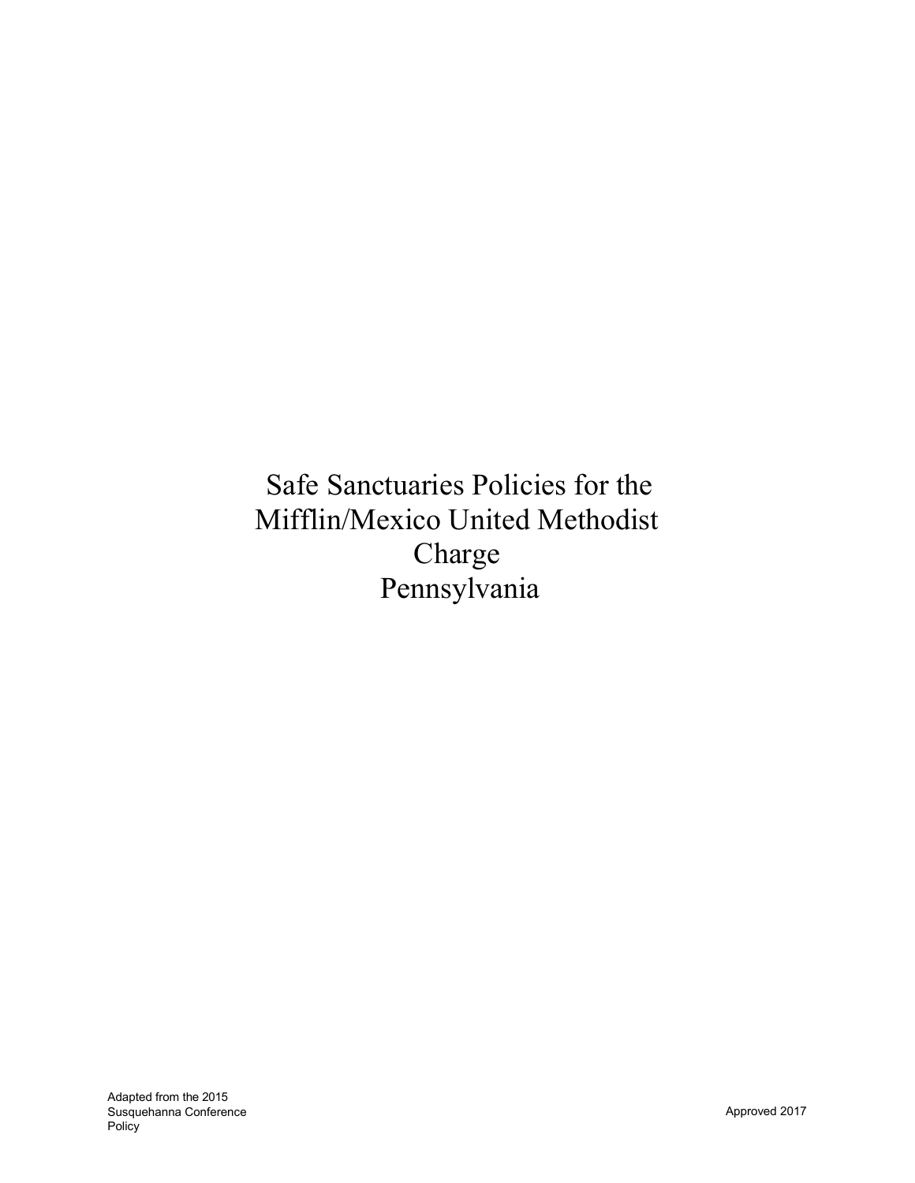# Safe Sanctuaries Policies for the Mifflin/Mexico United Methodist Charge Pennsylvania

Adapted from the 2015
Susquehanna Conference
Policy

Approved 2017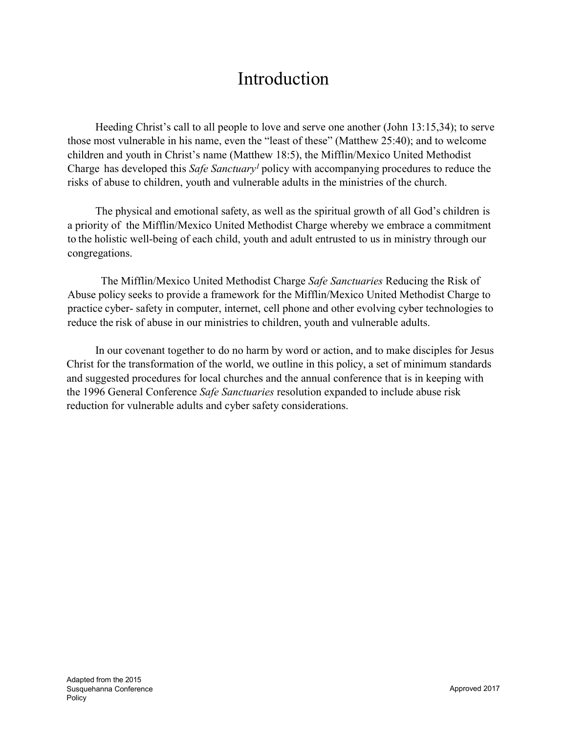# Introduction

Heeding Christ's call to all people to love and serve one another (John 13:15,34); to serve those most vulnerable in his name, even the "least of these" (Matthew 25:40); and to welcome children and youth in Christ's name (Matthew 18:5), the Mifflin/Mexico United Methodist Charge has developed this *Safe Sanctuary*[1] policy with accompanying procedures to reduce the risks of abuse to children, youth and vulnerable adults in the ministries of the church.

The physical and emotional safety, as well as the spiritual growth of all God's children is a priority of the Mifflin/Mexico United Methodist Charge whereby we embrace a commitment to the holistic well-being of each child, youth and adult entrusted to us in ministry through our congregations.

The Mifflin/Mexico United Methodist Charge *Safe Sanctuaries* Reducing the Risk of Abuse policy seeks to provide a framework for the Mifflin/Mexico United Methodist Charge to practice cyber- safety in computer, internet, cell phone and other evolving cyber technologies to reduce the risk of abuse in our ministries to children, youth and vulnerable adults.

In our covenant together to do no harm by word or action, and to make disciples for Jesus Christ for the transformation of the world, we outline in this policy, a set of minimum standards and suggested procedures for local churches and the annual conference that is in keeping with the 1996 General Conference *Safe Sanctuaries* resolution expanded to include abuse risk reduction for vulnerable adults and cyber safety considerations.

Adapted from the 2015 Susquehanna Conference Policy

Approved 2017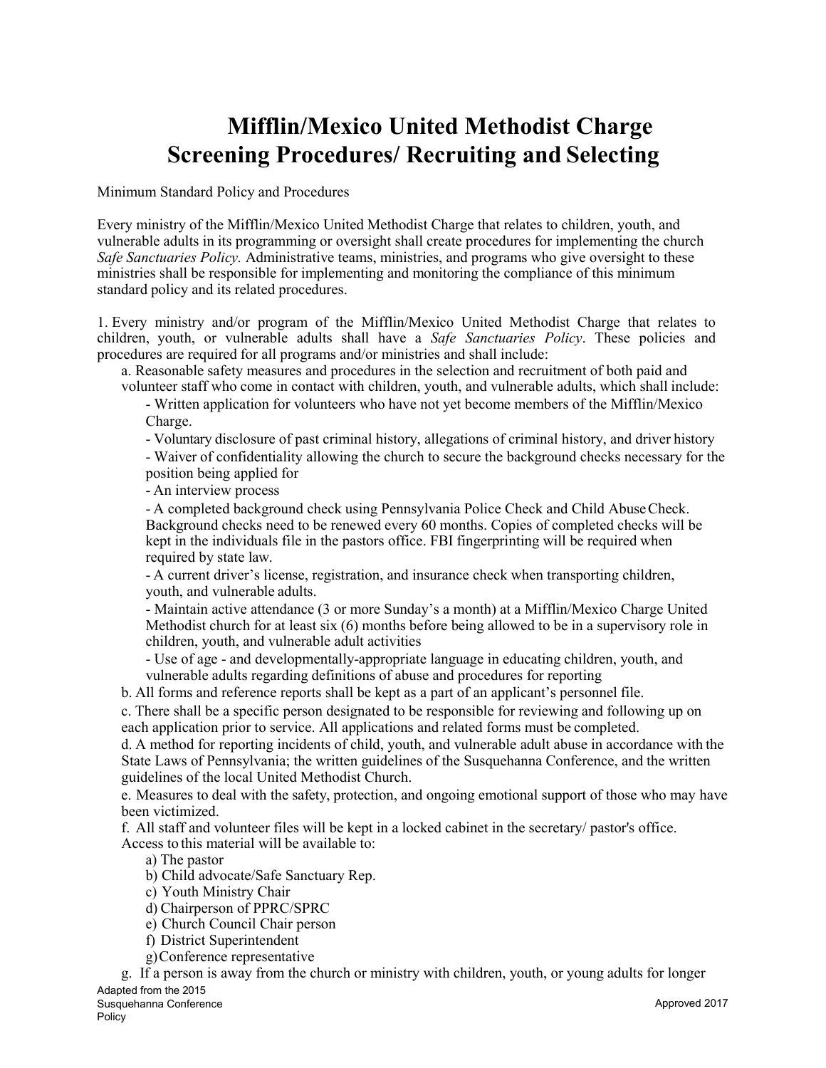# Mifflin/Mexico United Methodist Charge
# Screening Procedures/ Recruiting and Selecting

Minimum Standard Policy and Procedures

Every ministry of the Mifflin/Mexico United Methodist Charge that relates to children, youth, and vulnerable adults in its programming or oversight shall create procedures for implementing the church *Safe Sanctuaries Policy.* Administrative teams, ministries, and programs who give oversight to these ministries shall be responsible for implementing and monitoring the compliance of this minimum standard policy and its related procedures.

1. Every ministry and/or program of the Mifflin/Mexico United Methodist Charge that relates to children, youth, or vulnerable adults shall have a *Safe Sanctuaries Policy*. These policies and procedures are required for all programs and/or ministries and shall include:

   a. Reasonable safety measures and procedures in the selection and recruitment of both paid and volunteer staff who come in contact with children, youth, and vulnerable adults, which shall include:

      - Written application for volunteers who have not yet become members of the Mifflin/Mexico Charge.
      - Voluntary disclosure of past criminal history, allegations of criminal history, and driver history
      - Waiver of confidentiality allowing the church to secure the background checks necessary for the position being applied for
      - An interview process
      - A completed background check using Pennsylvania Police Check and Child Abuse Check. Background checks need to be renewed every 60 months. Copies of completed checks will be kept in the individuals file in the pastors office. FBI fingerprinting will be required when required by state law.
      - A current driver's license, registration, and insurance check when transporting children, youth, and vulnerable adults.
      - Maintain active attendance (3 or more Sunday's a month) at a Mifflin/Mexico Charge United Methodist church for at least six (6) months before being allowed to be in a supervisory role in children, youth, and vulnerable adult activities
      - Use of age - and developmentally-appropriate language in educating children, youth, and vulnerable adults regarding definitions of abuse and procedures for reporting

   b. All forms and reference reports shall be kept as a part of an applicant's personnel file.

   c. There shall be a specific person designated to be responsible for reviewing and following up on each application prior to service. All applications and related forms must be completed.

   d. A method for reporting incidents of child, youth, and vulnerable adult abuse in accordance with the State Laws of Pennsylvania; the written guidelines of the Susquehanna Conference, and the written guidelines of the local United Methodist Church.

   e. Measures to deal with the safety, protection, and ongoing emotional support of those who may have been victimized.

   f. All staff and volunteer files will be kept in a locked cabinet in the secretary/ pastor's office. Access to this material will be available to:

      a) The pastor
      b) Child advocate/Safe Sanctuary Rep.
      c) Youth Ministry Chair
      d) Chairperson of PPRC/SPRC
      e) Church Council Chair person
      f) District Superintendent
      g) Conference representative

   g. If a person is away from the church or ministry with children, youth, or young adults for longer

Adapted from the 2015 Susquehanna Conference Policy

Approved 2017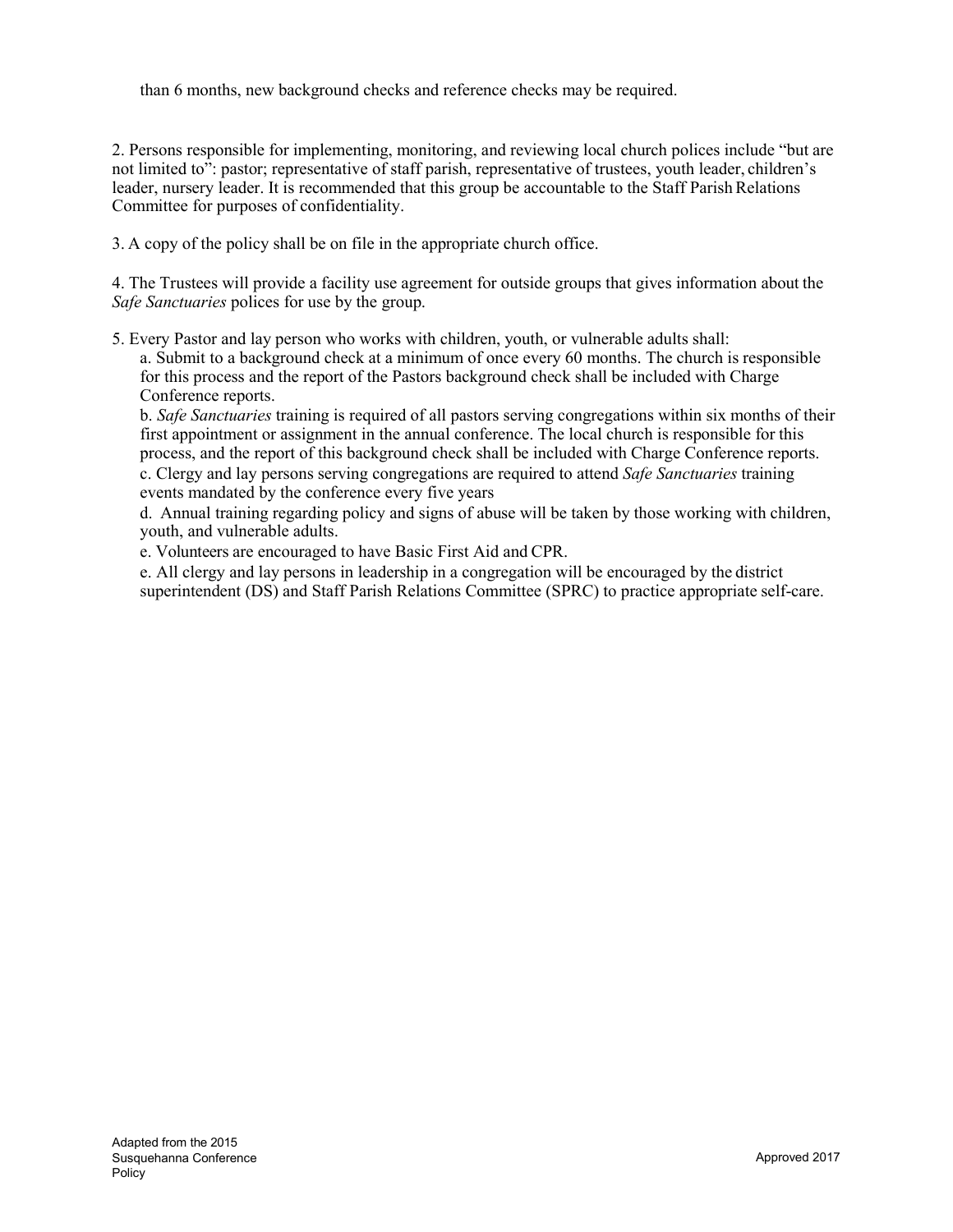than 6 months, new background checks and reference checks may be required.

2. Persons responsible for implementing, monitoring, and reviewing local church polices include "but are not limited to": pastor; representative of staff parish, representative of trustees, youth leader, children's leader, nursery leader. It is recommended that this group be accountable to the Staff Parish Relations Committee for purposes of confidentiality.

3. A copy of the policy shall be on file in the appropriate church office.

4. The Trustees will provide a facility use agreement for outside groups that gives information about the *Safe Sanctuaries* polices for use by the group.

5. Every Pastor and lay person who works with children, youth, or vulnerable adults shall:
   a. Submit to a background check at a minimum of once every 60 months. The church is responsible for this process and the report of the Pastors background check shall be included with Charge Conference reports.
   b. *Safe Sanctuaries* training is required of all pastors serving congregations within six months of their first appointment or assignment in the annual conference. The local church is responsible for this process, and the report of this background check shall be included with Charge Conference reports.
   c. Clergy and lay persons serving congregations are required to attend *Safe Sanctuaries* training events mandated by the conference every five years
   d. Annual training regarding policy and signs of abuse will be taken by those working with children, youth, and vulnerable adults.
   e. Volunteers are encouraged to have Basic First Aid and CPR.
   e. All clergy and lay persons in leadership in a congregation will be encouraged by the district superintendent (DS) and Staff Parish Relations Committee (SPRC) to practice appropriate self-care.

Adapted from the 2015 Susquehanna Conference Policy

Approved 2017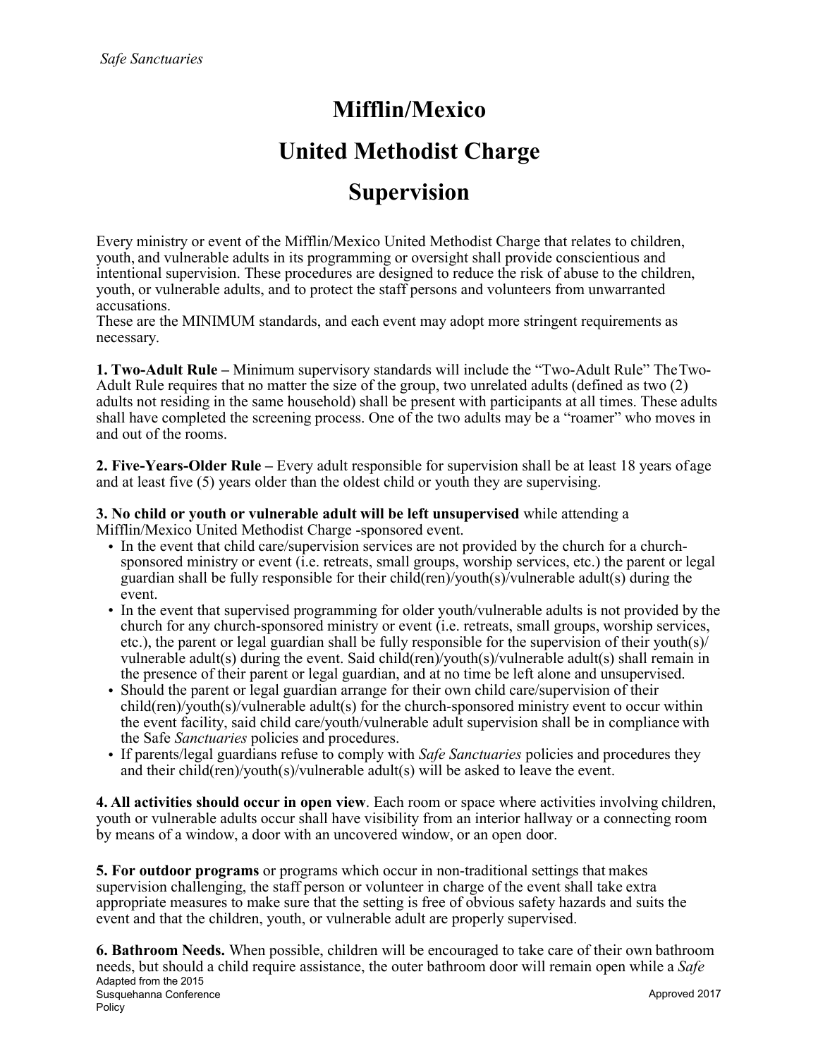# Mifflin/Mexico

# United Methodist Charge

# Supervision

Every ministry or event of the Mifflin/Mexico United Methodist Charge that relates to children, youth, and vulnerable adults in its programming or oversight shall provide conscientious and intentional supervision. These procedures are designed to reduce the risk of abuse to the children, youth, or vulnerable adults, and to protect the staff persons and volunteers from unwarranted accusations.
These are the MINIMUM standards, and each event may adopt more stringent requirements as necessary.

**1. Two-Adult Rule –** Minimum supervisory standards will include the "Two-Adult Rule" The Two-Adult Rule requires that no matter the size of the group, two unrelated adults (defined as two (2) adults not residing in the same household) shall be present with participants at all times. These adults shall have completed the screening process. One of the two adults may be a "roamer" who moves in and out of the rooms.

**2. Five-Years-Older Rule –** Every adult responsible for supervision shall be at least 18 years of age and at least five (5) years older than the oldest child or youth they are supervising.

**3. No child or youth or vulnerable adult will be left unsupervised** while attending a Mifflin/Mexico United Methodist Charge -sponsored event.

- In the event that child care/supervision services are not provided by the church for a church-sponsored ministry or event (i.e. retreats, small groups, worship services, etc.) the parent or legal guardian shall be fully responsible for their child(ren)/youth(s)/vulnerable adult(s) during the event.
- In the event that supervised programming for older youth/vulnerable adults is not provided by the church for any church-sponsored ministry or event (i.e. retreats, small groups, worship services, etc.), the parent or legal guardian shall be fully responsible for the supervision of their youth(s)/ vulnerable adult(s) during the event. Said child(ren)/youth(s)/vulnerable adult(s) shall remain in the presence of their parent or legal guardian, and at no time be left alone and unsupervised.
- Should the parent or legal guardian arrange for their own child care/supervision of their child(ren)/youth(s)/vulnerable adult(s) for the church-sponsored ministry event to occur within the event facility, said child care/youth/vulnerable adult supervision shall be in compliance with the Safe *Sanctuaries* policies and procedures.
- If parents/legal guardians refuse to comply with *Safe Sanctuaries* policies and procedures they and their child(ren)/youth(s)/vulnerable adult(s) will be asked to leave the event.

**4. All activities should occur in open view**. Each room or space where activities involving children, youth or vulnerable adults occur shall have visibility from an interior hallway or a connecting room by means of a window, a door with an uncovered window, or an open door.

**5. For outdoor programs** or programs which occur in non-traditional settings that makes supervision challenging, the staff person or volunteer in charge of the event shall take extra appropriate measures to make sure that the setting is free of obvious safety hazards and suits the event and that the children, youth, or vulnerable adult are properly supervised.

**6. Bathroom Needs.** When possible, children will be encouraged to take care of their own bathroom needs, but should a child require assistance, the outer bathroom door will remain open while a *Safe*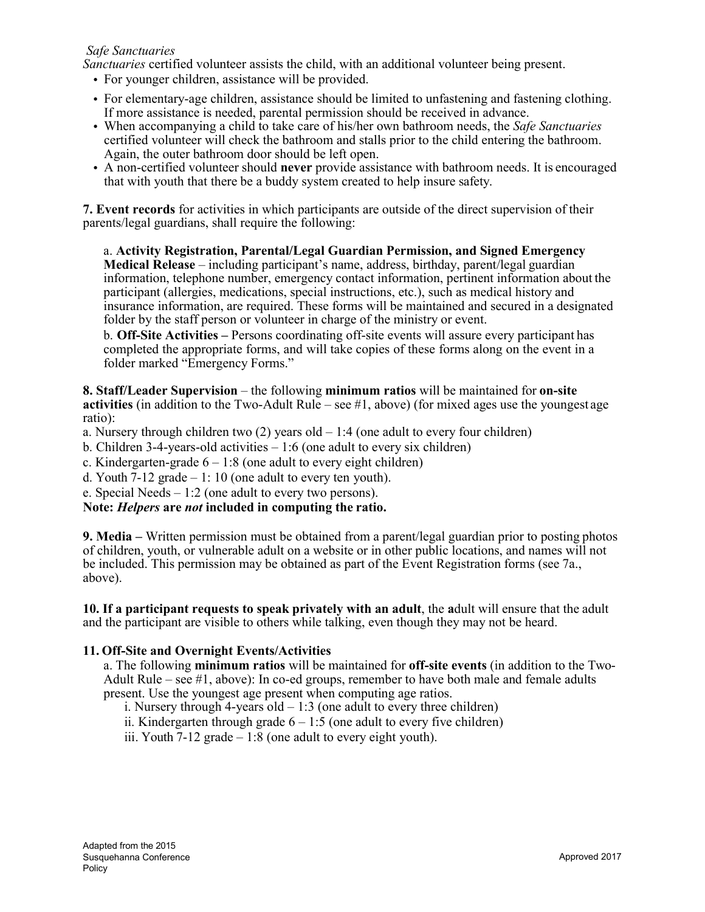*Safe Sanctuaries* certified volunteer assists the child, with an additional volunteer being present.

- For younger children, assistance will be provided.
- For elementary-age children, assistance should be limited to unfastening and fastening clothing. If more assistance is needed, parental permission should be received in advance.
- When accompanying a child to take care of his/her own bathroom needs, the *Safe Sanctuaries* certified volunteer will check the bathroom and stalls prior to the child entering the bathroom. Again, the outer bathroom door should be left open.
- A non-certified volunteer should **never** provide assistance with bathroom needs. It is encouraged that with youth that there be a buddy system created to help insure safety.

**7. Event records** for activities in which participants are outside of the direct supervision of their parents/legal guardians, shall require the following:

a. **Activity Registration, Parental/Legal Guardian Permission, and Signed Emergency Medical Release** – including participant's name, address, birthday, parent/legal guardian information, telephone number, emergency contact information, pertinent information about the participant (allergies, medications, special instructions, etc.), such as medical history and insurance information, are required. These forms will be maintained and secured in a designated folder by the staff person or volunteer in charge of the ministry or event.

b. **Off-Site Activities –** Persons coordinating off-site events will assure every participant has completed the appropriate forms, and will take copies of these forms along on the event in a folder marked "Emergency Forms."

**8. Staff/Leader Supervision** – the following **minimum ratios** will be maintained for **on-site activities** (in addition to the Two-Adult Rule – see #1, above) (for mixed ages use the youngest age ratio):

a. Nursery through children two (2) years old – 1:4 (one adult to every four children)
b. Children 3-4-years-old activities – 1:6 (one adult to every six children)
c. Kindergarten-grade 6 – 1:8 (one adult to every eight children)
d. Youth 7-12 grade – 1: 10 (one adult to every ten youth).
e. Special Needs – 1:2 (one adult to every two persons).

**Note: *Helpers* are *not* included in computing the ratio.**

**9. Media –** Written permission must be obtained from a parent/legal guardian prior to posting photos of children, youth, or vulnerable adult on a website or in other public locations, and names will not be included. This permission may be obtained as part of the Event Registration forms (see 7a., above).

**10. If a participant requests to speak privately with an adult**, the **a**dult will ensure that the adult and the participant are visible to others while talking, even though they may not be heard.

**11. Off-Site and Overnight Events/Activities**

a. The following **minimum ratios** will be maintained for **off-site events** (in addition to the Two-Adult Rule – see #1, above): In co-ed groups, remember to have both male and female adults present. Use the youngest age present when computing age ratios.

i. Nursery through 4-years old – 1:3 (one adult to every three children)
ii. Kindergarten through grade 6 – 1:5 (one adult to every five children)
iii. Youth 7-12 grade – 1:8 (one adult to every eight youth).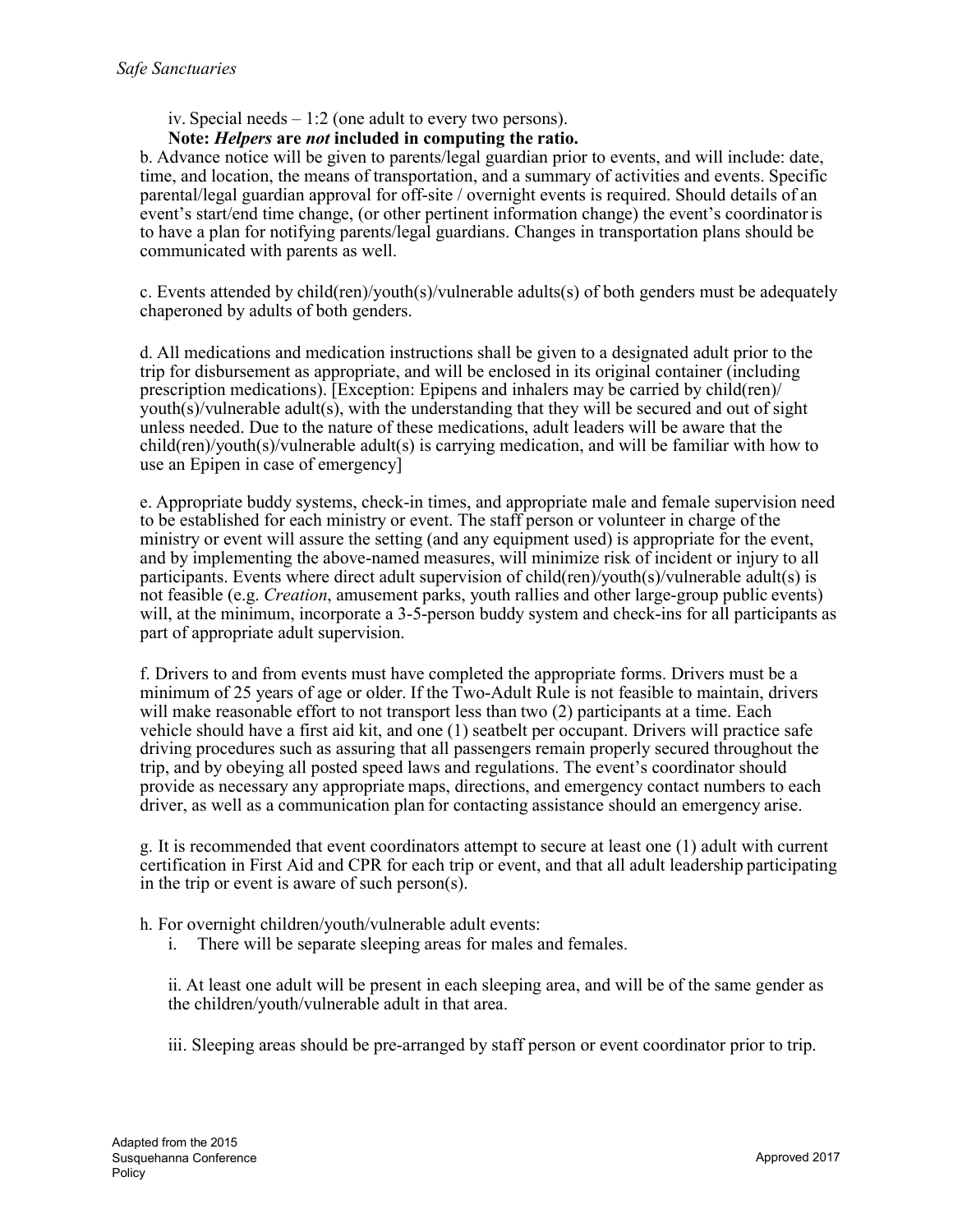iv. Special needs – 1:2 (one adult to every two persons).

**Note: *Helpers* are *not* included in computing the ratio.**

b. Advance notice will be given to parents/legal guardian prior to events, and will include: date, time, and location, the means of transportation, and a summary of activities and events. Specific parental/legal guardian approval for off-site / overnight events is required. Should details of an event's start/end time change, (or other pertinent information change) the event's coordinator is to have a plan for notifying parents/legal guardians. Changes in transportation plans should be communicated with parents as well.

c. Events attended by child(ren)/youth(s)/vulnerable adults(s) of both genders must be adequately chaperoned by adults of both genders.

d. All medications and medication instructions shall be given to a designated adult prior to the trip for disbursement as appropriate, and will be enclosed in its original container (including prescription medications). [Exception: Epipens and inhalers may be carried by child(ren)/youth(s)/vulnerable adult(s), with the understanding that they will be secured and out of sight unless needed. Due to the nature of these medications, adult leaders will be aware that the child(ren)/youth(s)/vulnerable adult(s) is carrying medication, and will be familiar with how to use an Epipen in case of emergency]

e. Appropriate buddy systems, check-in times, and appropriate male and female supervision need to be established for each ministry or event. The staff person or volunteer in charge of the ministry or event will assure the setting (and any equipment used) is appropriate for the event, and by implementing the above-named measures, will minimize risk of incident or injury to all participants. Events where direct adult supervision of child(ren)/youth(s)/vulnerable adult(s) is not feasible (e.g. *Creation*, amusement parks, youth rallies and other large-group public events) will, at the minimum, incorporate a 3-5-person buddy system and check-ins for all participants as part of appropriate adult supervision.

f. Drivers to and from events must have completed the appropriate forms. Drivers must be a minimum of 25 years of age or older. If the Two-Adult Rule is not feasible to maintain, drivers will make reasonable effort to not transport less than two (2) participants at a time. Each vehicle should have a first aid kit, and one (1) seatbelt per occupant. Drivers will practice safe driving procedures such as assuring that all passengers remain properly secured throughout the trip, and by obeying all posted speed laws and regulations. The event's coordinator should provide as necessary any appropriate maps, directions, and emergency contact numbers to each driver, as well as a communication plan for contacting assistance should an emergency arise.

g. It is recommended that event coordinators attempt to secure at least one (1) adult with current certification in First Aid and CPR for each trip or event, and that all adult leadership participating in the trip or event is aware of such person(s).

h. For overnight children/youth/vulnerable adult events:

i. There will be separate sleeping areas for males and females.

ii. At least one adult will be present in each sleeping area, and will be of the same gender as the children/youth/vulnerable adult in that area.

iii. Sleeping areas should be pre-arranged by staff person or event coordinator prior to trip.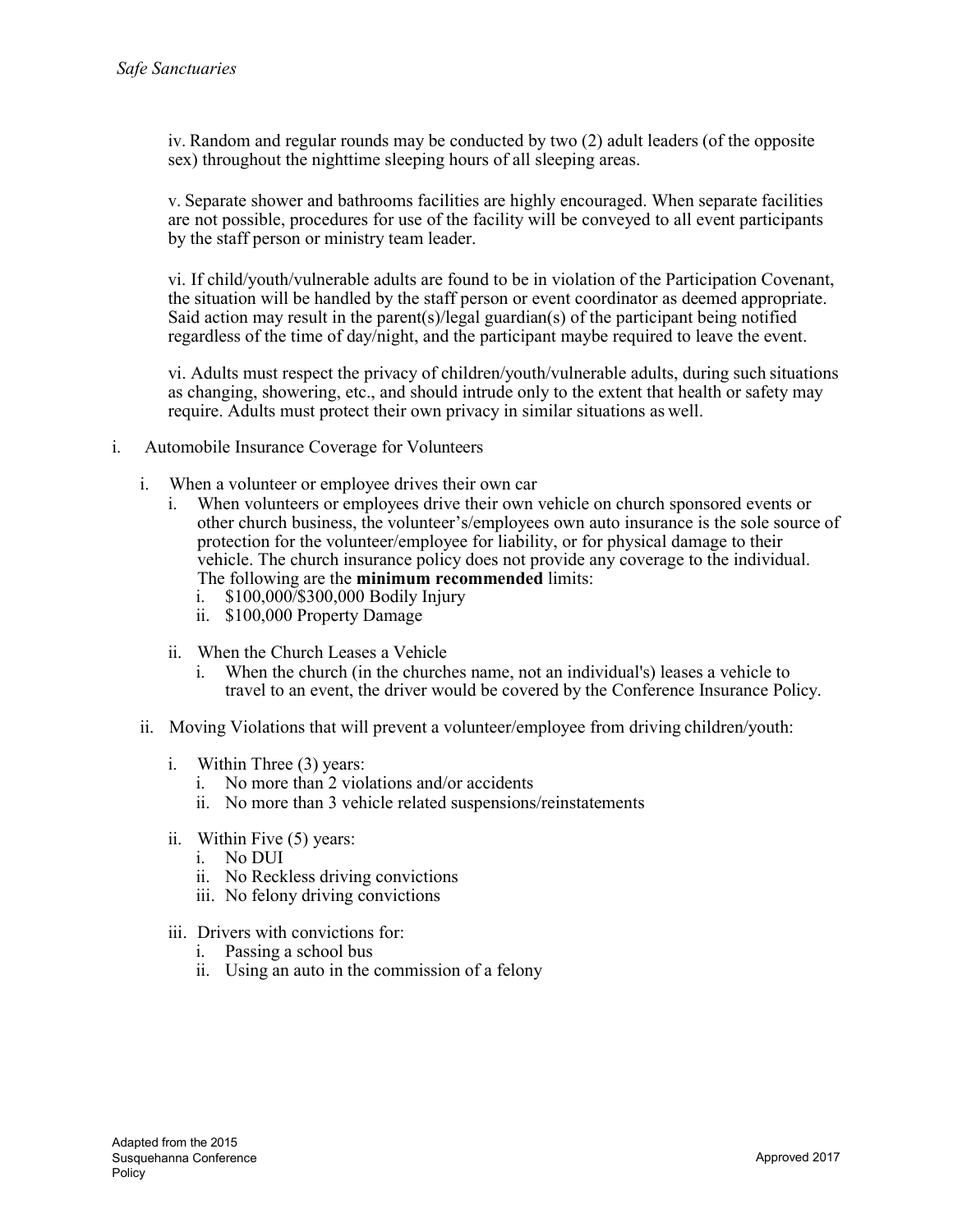iv. Random and regular rounds may be conducted by two (2) adult leaders (of the opposite sex) throughout the nighttime sleeping hours of all sleeping areas.

v. Separate shower and bathrooms facilities are highly encouraged. When separate facilities are not possible, procedures for use of the facility will be conveyed to all event participants by the staff person or ministry team leader.

vi. If child/youth/vulnerable adults are found to be in violation of the Participation Covenant, the situation will be handled by the staff person or event coordinator as deemed appropriate. Said action may result in the parent(s)/legal guardian(s) of the participant being notified regardless of the time of day/night, and the participant maybe required to leave the event.

vi. Adults must respect the privacy of children/youth/vulnerable adults, during such situations as changing, showering, etc., and should intrude only to the extent that health or safety may require. Adults must protect their own privacy in similar situations as well.

i. Automobile Insurance Coverage for Volunteers

  i. When a volunteer or employee drives their own car

    i. When volunteers or employees drive their own vehicle on church sponsored events or other church business, the volunteer's/employees own auto insurance is the sole source of protection for the volunteer/employee for liability, or for physical damage to their vehicle. The church insurance policy does not provide any coverage to the individual. The following are the **minimum recommended** limits:

      i. $100,000/$300,000 Bodily Injury

      ii. $100,000 Property Damage

    ii. When the Church Leases a Vehicle

      i. When the church (in the churches name, not an individual's) leases a vehicle to travel to an event, the driver would be covered by the Conference Insurance Policy.

  ii. Moving Violations that will prevent a volunteer/employee from driving children/youth:

    i. Within Three (3) years:

      i. No more than 2 violations and/or accidents

      ii. No more than 3 vehicle related suspensions/reinstatements

    ii. Within Five (5) years:

      i. No DUI

      ii. No Reckless driving convictions

      iii. No felony driving convictions

    iii. Drivers with convictions for:

      i. Passing a school bus

      ii. Using an auto in the commission of a felony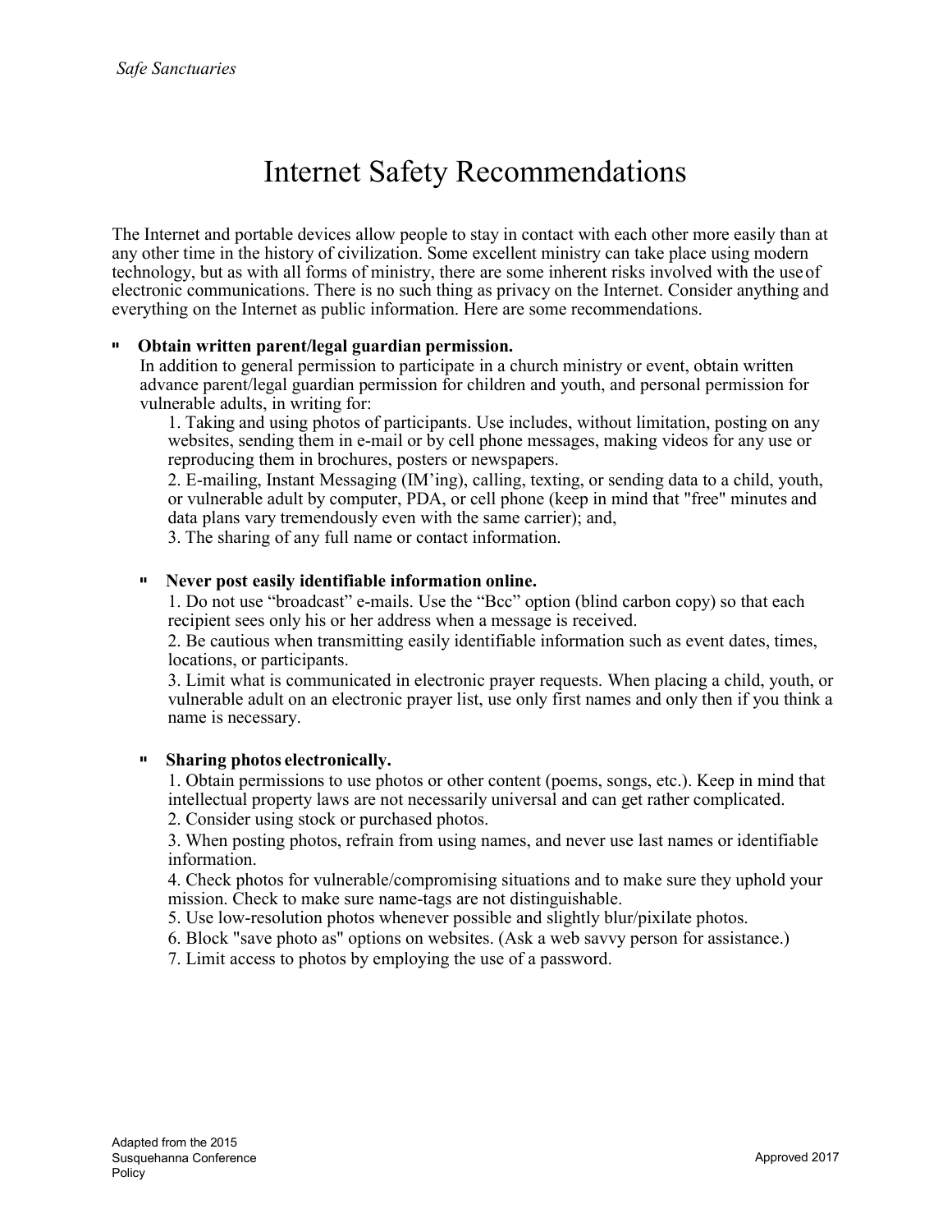# Internet Safety Recommendations

The Internet and portable devices allow people to stay in contact with each other more easily than at any other time in the history of civilization. Some excellent ministry can take place using modern technology, but as with all forms of ministry, there are some inherent risks involved with the use of electronic communications. There is no such thing as privacy on the Internet. Consider anything and everything on the Internet as public information. Here are some recommendations.

- **Obtain written parent/legal guardian permission.**
  In addition to general permission to participate in a church ministry or event, obtain written advance parent/legal guardian permission for children and youth, and personal permission for vulnerable adults, in writing for:
  1. Taking and using photos of participants. Use includes, without limitation, posting on any websites, sending them in e-mail or by cell phone messages, making videos for any use or reproducing them in brochures, posters or newspapers.
  2. E-mailing, Instant Messaging (IM'ing), calling, texting, or sending data to a child, youth, or vulnerable adult by computer, PDA, or cell phone (keep in mind that "free" minutes and data plans vary tremendously even with the same carrier); and,
  3. The sharing of any full name or contact information.

- **Never post easily identifiable information online.**
  1. Do not use "broadcast" e-mails. Use the "Bcc" option (blind carbon copy) so that each recipient sees only his or her address when a message is received.
  2. Be cautious when transmitting easily identifiable information such as event dates, times, locations, or participants.
  3. Limit what is communicated in electronic prayer requests. When placing a child, youth, or vulnerable adult on an electronic prayer list, use only first names and only then if you think a name is necessary.

- **Sharing photos electronically.**
  1. Obtain permissions to use photos or other content (poems, songs, etc.). Keep in mind that intellectual property laws are not necessarily universal and can get rather complicated.
  2. Consider using stock or purchased photos.
  3. When posting photos, refrain from using names, and never use last names or identifiable information.
  4. Check photos for vulnerable/compromising situations and to make sure they uphold your mission. Check to make sure name-tags are not distinguishable.
  5. Use low-resolution photos whenever possible and slightly blur/pixilate photos.
  6. Block "save photo as" options on websites. (Ask a web savvy person for assistance.)
  7. Limit access to photos by employing the use of a password.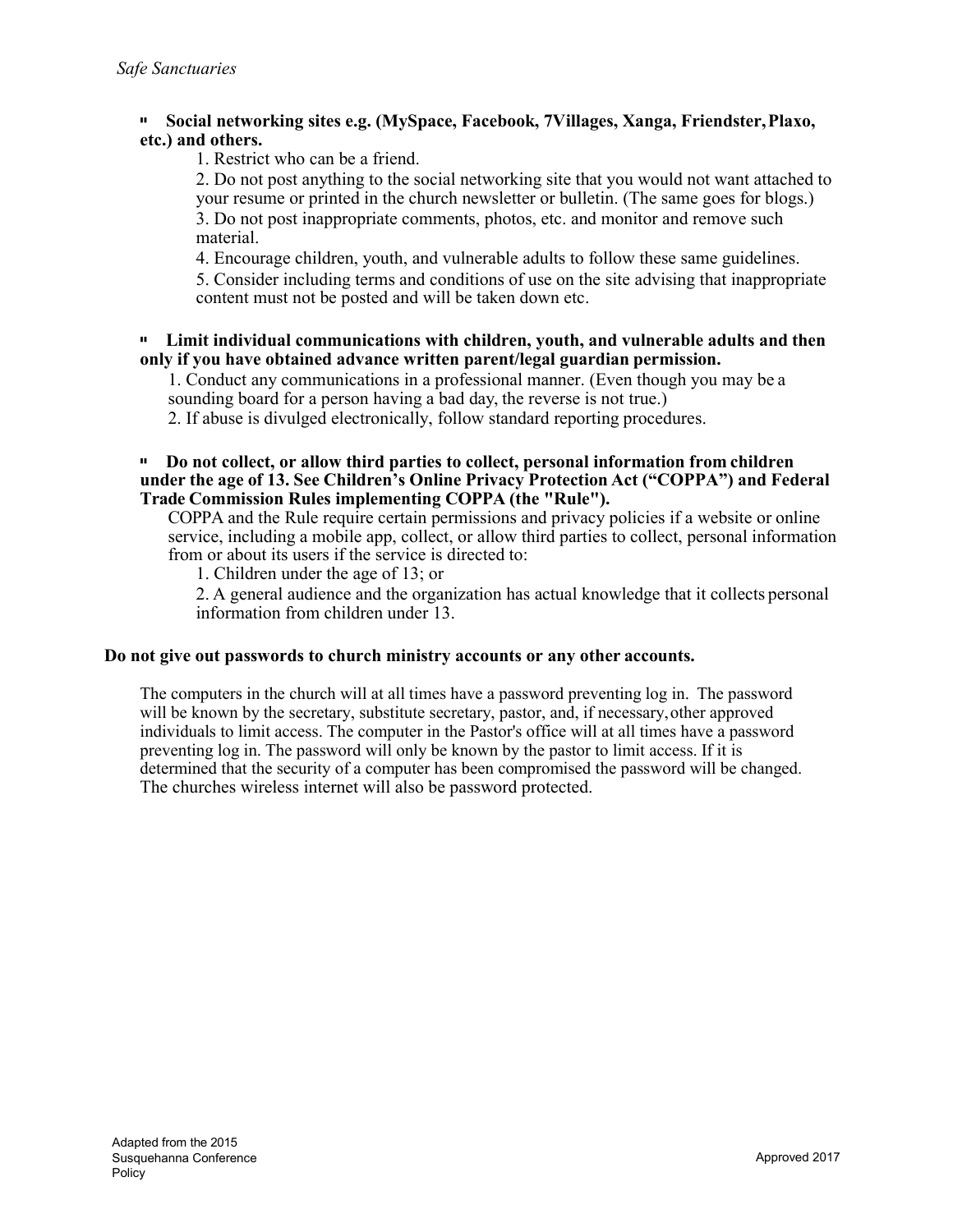- **Social networking sites e.g. (MySpace, Facebook, 7Villages, Xanga, Friendster, Plaxo, etc.) and others.**
  1. Restrict who can be a friend.
  2. Do not post anything to the social networking site that you would not want attached to your resume or printed in the church newsletter or bulletin. (The same goes for blogs.)
  3. Do not post inappropriate comments, photos, etc. and monitor and remove such material.
  4. Encourage children, youth, and vulnerable adults to follow these same guidelines.
  5. Consider including terms and conditions of use on the site advising that inappropriate content must not be posted and will be taken down etc.

- **Limit individual communications with children, youth, and vulnerable adults and then only if you have obtained advance written parent/legal guardian permission.**
  1. Conduct any communications in a professional manner. (Even though you may be a sounding board for a person having a bad day, the reverse is not true.)
  2. If abuse is divulged electronically, follow standard reporting procedures.

- **Do not collect, or allow third parties to collect, personal information from children under the age of 13. See Children's Online Privacy Protection Act ("COPPA") and Federal Trade Commission Rules implementing COPPA (the "Rule").**
  COPPA and the Rule require certain permissions and privacy policies if a website or online service, including a mobile app, collect, or allow third parties to collect, personal information from or about its users if the service is directed to:
  1. Children under the age of 13; or
  2. A general audience and the organization has actual knowledge that it collects personal information from children under 13.

**Do not give out passwords to church ministry accounts or any other accounts.**

The computers in the church will at all times have a password preventing log in. The password will be known by the secretary, substitute secretary, pastor, and, if necessary, other approved individuals to limit access. The computer in the Pastor's office will at all times have a password preventing log in. The password will only be known by the pastor to limit access. If it is determined that the security of a computer has been compromised the password will be changed. The churches wireless internet will also be password protected.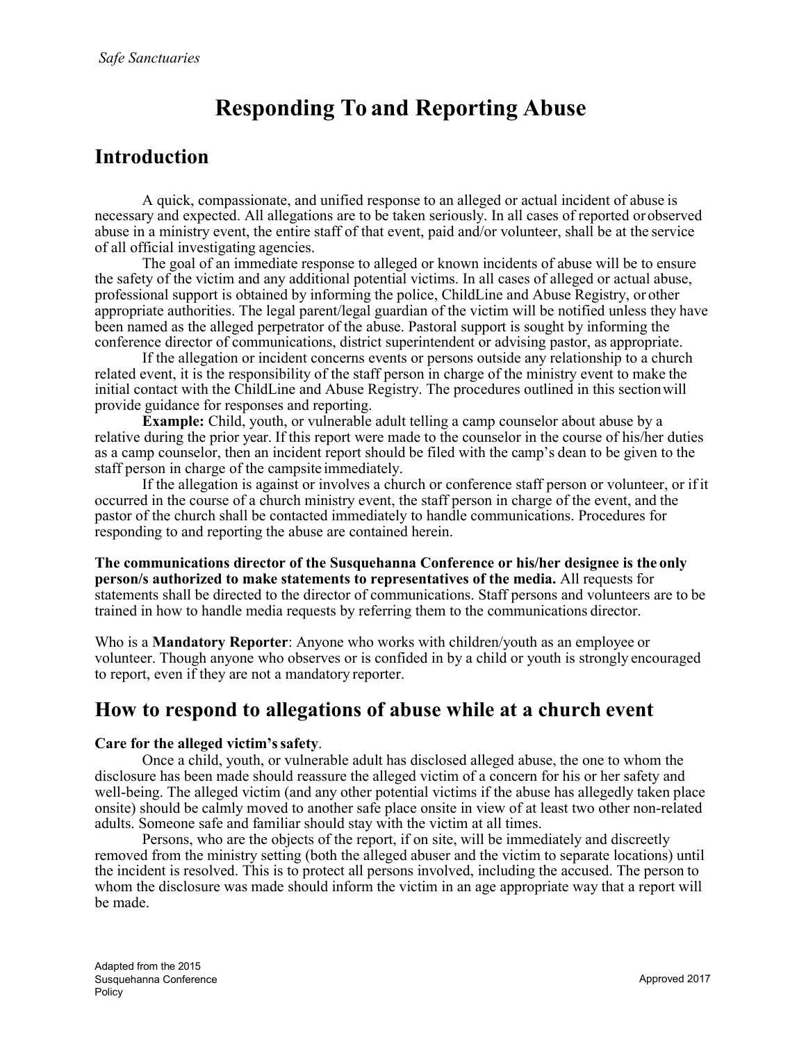# Responding To and Reporting Abuse

## Introduction

A quick, compassionate, and unified response to an alleged or actual incident of abuse is necessary and expected. All allegations are to be taken seriously. In all cases of reported or observed abuse in a ministry event, the entire staff of that event, paid and/or volunteer, shall be at the service of all official investigating agencies.

The goal of an immediate response to alleged or known incidents of abuse will be to ensure the safety of the victim and any additional potential victims. In all cases of alleged or actual abuse, professional support is obtained by informing the police, ChildLine and Abuse Registry, or other appropriate authorities. The legal parent/legal guardian of the victim will be notified unless they have been named as the alleged perpetrator of the abuse. Pastoral support is sought by informing the conference director of communications, district superintendent or advising pastor, as appropriate.

If the allegation or incident concerns events or persons outside any relationship to a church related event, it is the responsibility of the staff person in charge of the ministry event to make the initial contact with the ChildLine and Abuse Registry. The procedures outlined in this section will provide guidance for responses and reporting.

**Example:** Child, youth, or vulnerable adult telling a camp counselor about abuse by a relative during the prior year. If this report were made to the counselor in the course of his/her duties as a camp counselor, then an incident report should be filed with the camp's dean to be given to the staff person in charge of the campsite immediately.

If the allegation is against or involves a church or conference staff person or volunteer, or if it occurred in the course of a church ministry event, the staff person in charge of the event, and the pastor of the church shall be contacted immediately to handle communications. Procedures for responding to and reporting the abuse are contained herein.

**The communications director of the Susquehanna Conference or his/her designee is the only person/s authorized to make statements to representatives of the media.** All requests for statements shall be directed to the director of communications. Staff persons and volunteers are to be trained in how to handle media requests by referring them to the communications director.

Who is a **Mandatory Reporter**: Anyone who works with children/youth as an employee or volunteer. Though anyone who observes or is confided in by a child or youth is strongly encouraged to report, even if they are not a mandatory reporter.

## How to respond to allegations of abuse while at a church event

**Care for the alleged victim's safety**.

Once a child, youth, or vulnerable adult has disclosed alleged abuse, the one to whom the disclosure has been made should reassure the alleged victim of a concern for his or her safety and well-being. The alleged victim (and any other potential victims if the abuse has allegedly taken place onsite) should be calmly moved to another safe place onsite in view of at least two other non-related adults. Someone safe and familiar should stay with the victim at all times.

Persons, who are the objects of the report, if on site, will be immediately and discreetly removed from the ministry setting (both the alleged abuser and the victim to separate locations) until the incident is resolved. This is to protect all persons involved, including the accused. The person to whom the disclosure was made should inform the victim in an age appropriate way that a report will be made.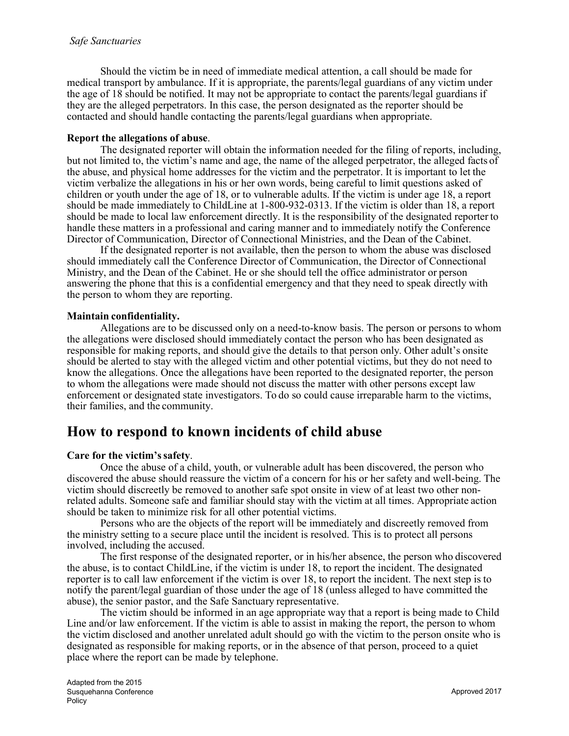Should the victim be in need of immediate medical attention, a call should be made for medical transport by ambulance. If it is appropriate, the parents/legal guardians of any victim under the age of 18 should be notified. It may not be appropriate to contact the parents/legal guardians if they are the alleged perpetrators. In this case, the person designated as the reporter should be contacted and should handle contacting the parents/legal guardians when appropriate.

**Report the allegations of abuse**.

The designated reporter will obtain the information needed for the filing of reports, including, but not limited to, the victim's name and age, the name of the alleged perpetrator, the alleged facts of the abuse, and physical home addresses for the victim and the perpetrator. It is important to let the victim verbalize the allegations in his or her own words, being careful to limit questions asked of children or youth under the age of 18, or to vulnerable adults. If the victim is under age 18, a report should be made immediately to ChildLine at 1-800-932-0313. If the victim is older than 18, a report should be made to local law enforcement directly. It is the responsibility of the designated reporter to handle these matters in a professional and caring manner and to immediately notify the Conference Director of Communication, Director of Connectional Ministries, and the Dean of the Cabinet.

If the designated reporter is not available, then the person to whom the abuse was disclosed should immediately call the Conference Director of Communication, the Director of Connectional Ministry, and the Dean of the Cabinet. He or she should tell the office administrator or person answering the phone that this is a confidential emergency and that they need to speak directly with the person to whom they are reporting.

**Maintain confidentiality.**

Allegations are to be discussed only on a need-to-know basis. The person or persons to whom the allegations were disclosed should immediately contact the person who has been designated as responsible for making reports, and should give the details to that person only. Other adult's onsite should be alerted to stay with the alleged victim and other potential victims, but they do not need to know the allegations. Once the allegations have been reported to the designated reporter, the person to whom the allegations were made should not discuss the matter with other persons except law enforcement or designated state investigators. To do so could cause irreparable harm to the victims, their families, and the community.

## How to respond to known incidents of child abuse

**Care for the victim's safety**.

Once the abuse of a child, youth, or vulnerable adult has been discovered, the person who discovered the abuse should reassure the victim of a concern for his or her safety and well-being. The victim should discreetly be removed to another safe spot onsite in view of at least two other non-related adults. Someone safe and familiar should stay with the victim at all times. Appropriate action should be taken to minimize risk for all other potential victims.

Persons who are the objects of the report will be immediately and discreetly removed from the ministry setting to a secure place until the incident is resolved. This is to protect all persons involved, including the accused.

The first response of the designated reporter, or in his/her absence, the person who discovered the abuse, is to contact ChildLine, if the victim is under 18, to report the incident. The designated reporter is to call law enforcement if the victim is over 18, to report the incident. The next step is to notify the parent/legal guardian of those under the age of 18 (unless alleged to have committed the abuse), the senior pastor, and the Safe Sanctuary representative.

The victim should be informed in an age appropriate way that a report is being made to Child Line and/or law enforcement. If the victim is able to assist in making the report, the person to whom the victim disclosed and another unrelated adult should go with the victim to the person onsite who is designated as responsible for making reports, or in the absence of that person, proceed to a quiet place where the report can be made by telephone.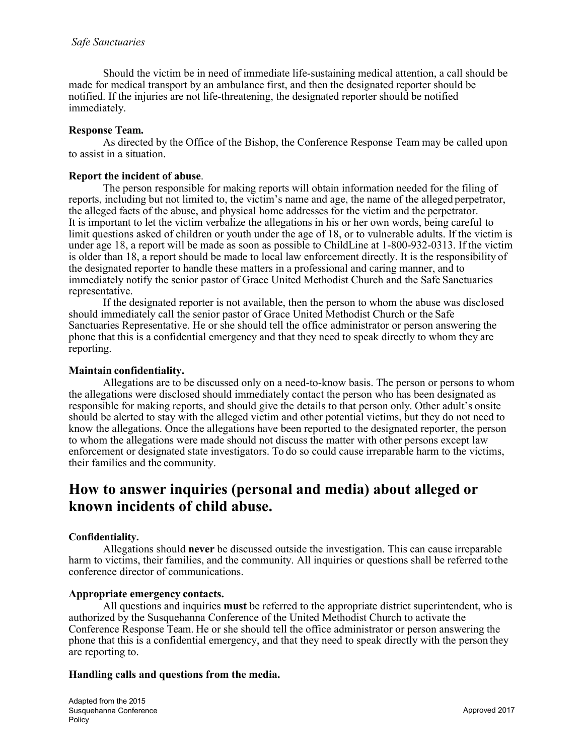Should the victim be in need of immediate life-sustaining medical attention, a call should be made for medical transport by an ambulance first, and then the designated reporter should be notified. If the injuries are not life-threatening, the designated reporter should be notified immediately.

**Response Team.**

As directed by the Office of the Bishop, the Conference Response Team may be called upon to assist in a situation.

**Report the incident of abuse**.

The person responsible for making reports will obtain information needed for the filing of reports, including but not limited to, the victim's name and age, the name of the alleged perpetrator, the alleged facts of the abuse, and physical home addresses for the victim and the perpetrator. It is important to let the victim verbalize the allegations in his or her own words, being careful to limit questions asked of children or youth under the age of 18, or to vulnerable adults. If the victim is under age 18, a report will be made as soon as possible to ChildLine at 1-800-932-0313. If the victim is older than 18, a report should be made to local law enforcement directly. It is the responsibility of the designated reporter to handle these matters in a professional and caring manner, and to immediately notify the senior pastor of Grace United Methodist Church and the Safe Sanctuaries representative.

If the designated reporter is not available, then the person to whom the abuse was disclosed should immediately call the senior pastor of Grace United Methodist Church or the Safe Sanctuaries Representative. He or she should tell the office administrator or person answering the phone that this is a confidential emergency and that they need to speak directly to whom they are reporting.

**Maintain confidentiality.**

Allegations are to be discussed only on a need-to-know basis. The person or persons to whom the allegations were disclosed should immediately contact the person who has been designated as responsible for making reports, and should give the details to that person only. Other adult's onsite should be alerted to stay with the alleged victim and other potential victims, but they do not need to know the allegations. Once the allegations have been reported to the designated reporter, the person to whom the allegations were made should not discuss the matter with other persons except law enforcement or designated state investigators. To do so could cause irreparable harm to the victims, their families and the community.

## How to answer inquiries (personal and media) about alleged or known incidents of child abuse.

**Confidentiality.**

Allegations should **never** be discussed outside the investigation. This can cause irreparable harm to victims, their families, and the community. All inquiries or questions shall be referred to the conference director of communications.

**Appropriate emergency contacts.**

All questions and inquiries **must** be referred to the appropriate district superintendent, who is authorized by the Susquehanna Conference of the United Methodist Church to activate the Conference Response Team. He or she should tell the office administrator or person answering the phone that this is a confidential emergency, and that they need to speak directly with the person they are reporting to.

**Handling calls and questions from the media.**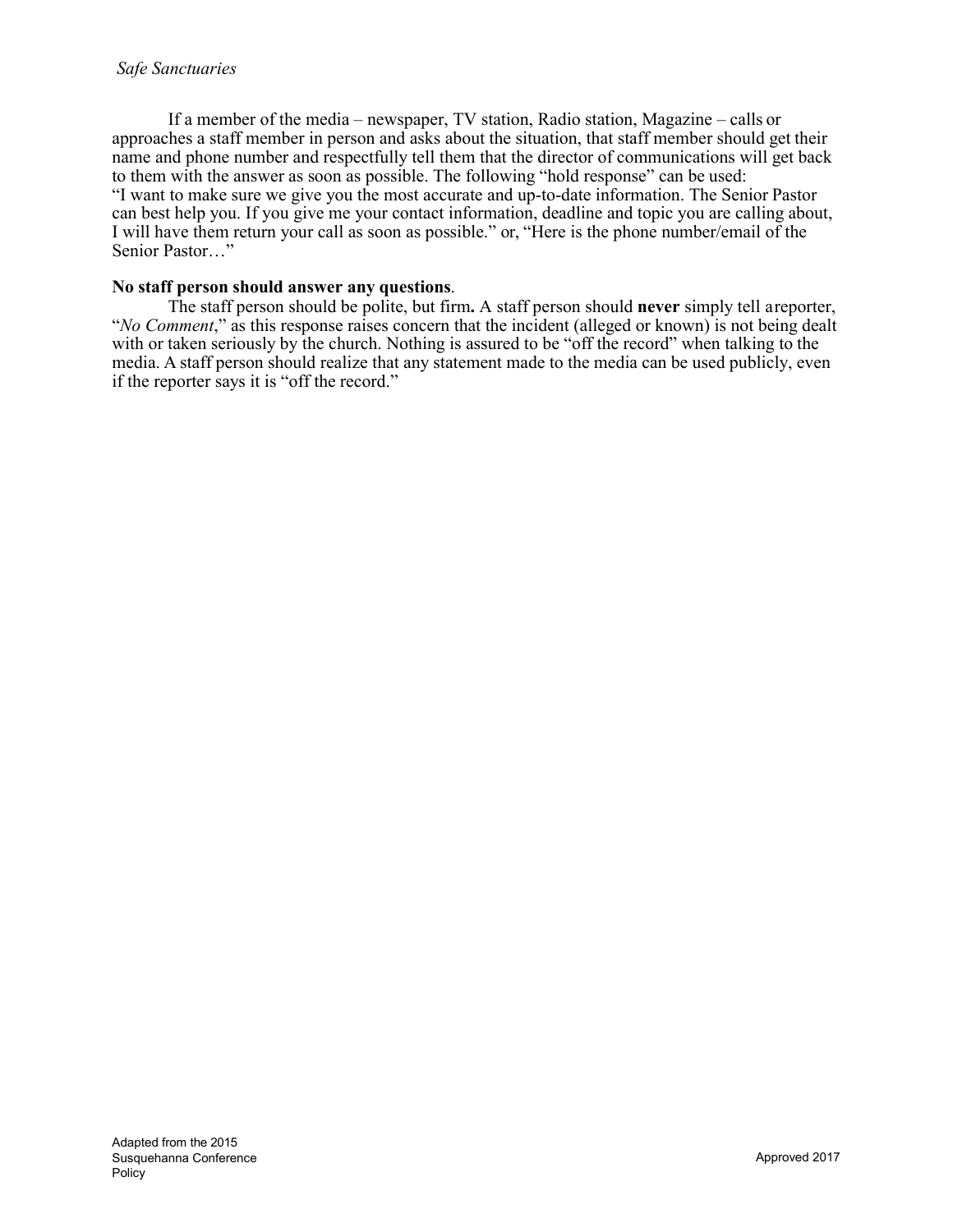If a member of the media – newspaper, TV station, Radio station, Magazine – calls or approaches a staff member in person and asks about the situation, that staff member should get their name and phone number and respectfully tell them that the director of communications will get back to them with the answer as soon as possible. The following "hold response" can be used:
"I want to make sure we give you the most accurate and up-to-date information. The Senior Pastor can best help you. If you give me your contact information, deadline and topic you are calling about, I will have them return your call as soon as possible." or, "Here is the phone number/email of the Senior Pastor…"

**No staff person should answer any questions**.

The staff person should be polite, but firm**.** A staff person should **never** simply tell areporter, "*No Comment*," as this response raises concern that the incident (alleged or known) is not being dealt with or taken seriously by the church. Nothing is assured to be "off the record" when talking to the media. A staff person should realize that any statement made to the media can be used publicly, even if the reporter says it is "off the record."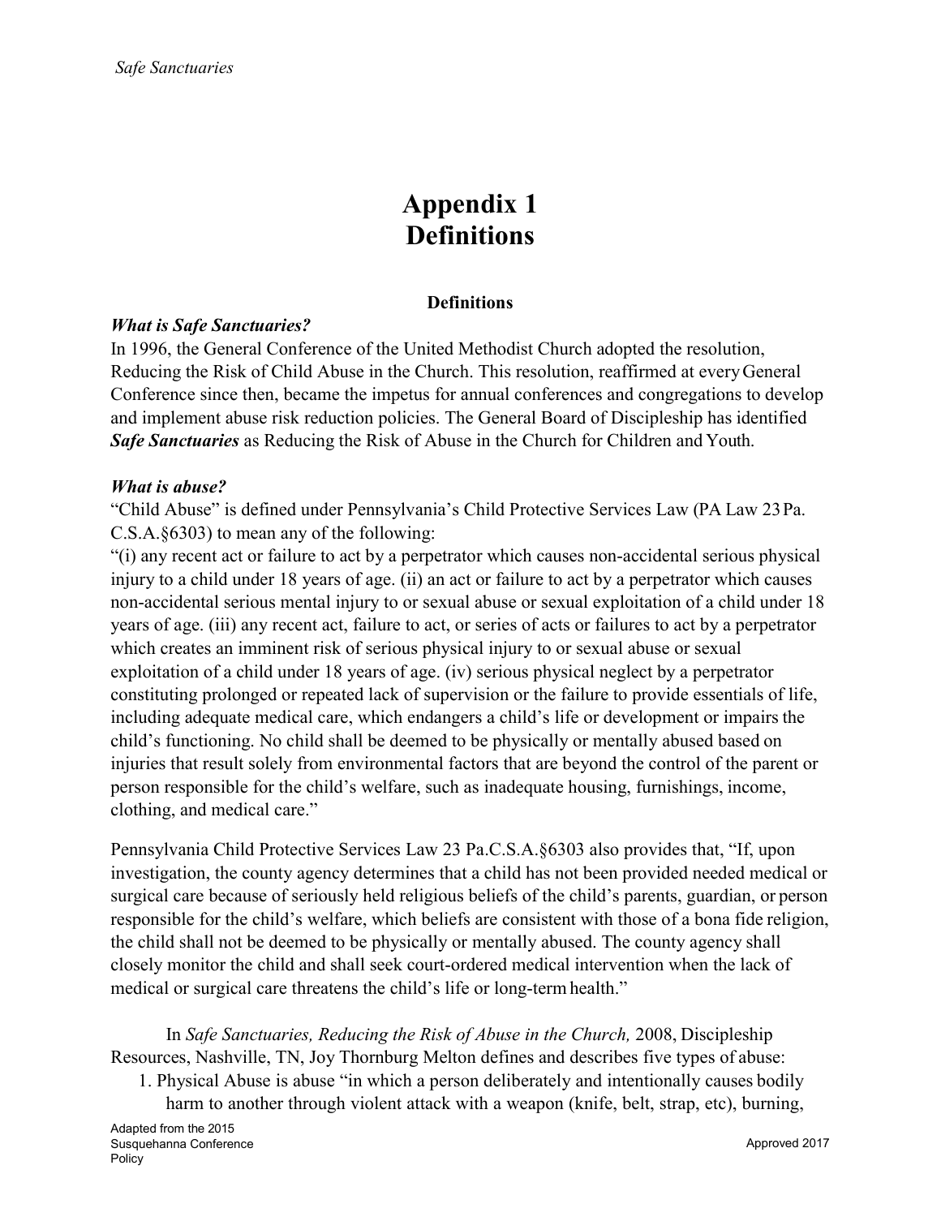# Appendix 1
# Definitions

### Definitions

***What is Safe Sanctuaries?***

In 1996, the General Conference of the United Methodist Church adopted the resolution, Reducing the Risk of Child Abuse in the Church. This resolution, reaffirmed at every General Conference since then, became the impetus for annual conferences and congregations to develop and implement abuse risk reduction policies. The General Board of Discipleship has identified ***Safe Sanctuaries*** as Reducing the Risk of Abuse in the Church for Children and Youth.

***What is abuse?***

"Child Abuse" is defined under Pennsylvania's Child Protective Services Law (PA Law 23 Pa. C.S.A.§6303) to mean any of the following:

"(i) any recent act or failure to act by a perpetrator which causes non-accidental serious physical injury to a child under 18 years of age. (ii) an act or failure to act by a perpetrator which causes non-accidental serious mental injury to or sexual abuse or sexual exploitation of a child under 18 years of age. (iii) any recent act, failure to act, or series of acts or failures to act by a perpetrator which creates an imminent risk of serious physical injury to or sexual abuse or sexual exploitation of a child under 18 years of age. (iv) serious physical neglect by a perpetrator constituting prolonged or repeated lack of supervision or the failure to provide essentials of life, including adequate medical care, which endangers a child's life or development or impairs the child's functioning. No child shall be deemed to be physically or mentally abused based on injuries that result solely from environmental factors that are beyond the control of the parent or person responsible for the child's welfare, such as inadequate housing, furnishings, income, clothing, and medical care."

Pennsylvania Child Protective Services Law 23 Pa.C.S.A.§6303 also provides that, "If, upon investigation, the county agency determines that a child has not been provided needed medical or surgical care because of seriously held religious beliefs of the child's parents, guardian, or person responsible for the child's welfare, which beliefs are consistent with those of a bona fide religion, the child shall not be deemed to be physically or mentally abused. The county agency shall closely monitor the child and shall seek court-ordered medical intervention when the lack of medical or surgical care threatens the child's life or long-term health."

In *Safe Sanctuaries, Reducing the Risk of Abuse in the Church,* 2008, Discipleship Resources, Nashville, TN, Joy Thornburg Melton defines and describes five types of abuse:

1. Physical Abuse is abuse "in which a person deliberately and intentionally causes bodily harm to another through violent attack with a weapon (knife, belt, strap, etc), burning,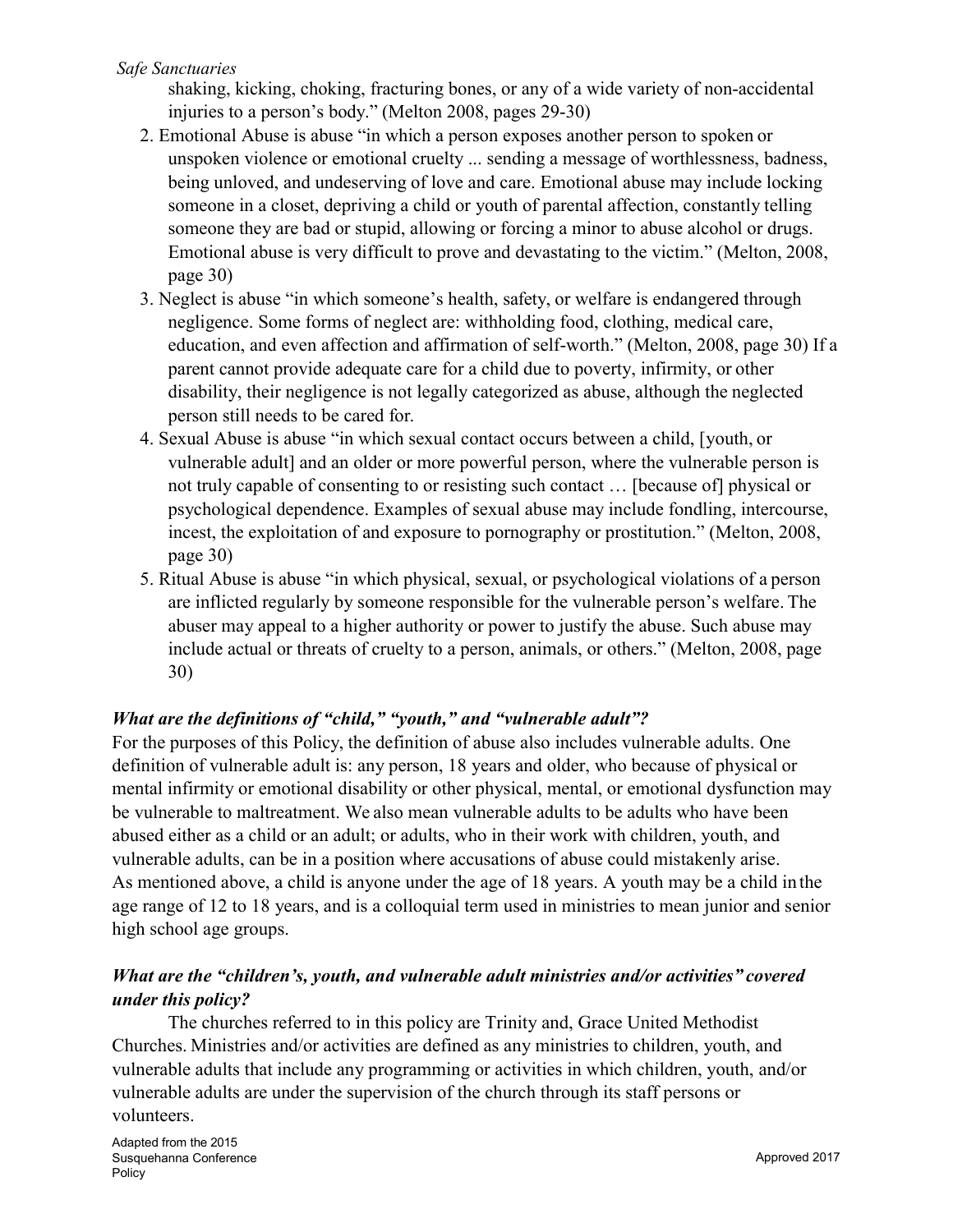shaking, kicking, choking, fracturing bones, or any of a wide variety of non-accidental injuries to a person's body." (Melton 2008, pages 29-30)

2. Emotional Abuse is abuse "in which a person exposes another person to spoken or unspoken violence or emotional cruelty ... sending a message of worthlessness, badness, being unloved, and undeserving of love and care. Emotional abuse may include locking someone in a closet, depriving a child or youth of parental affection, constantly telling someone they are bad or stupid, allowing or forcing a minor to abuse alcohol or drugs. Emotional abuse is very difficult to prove and devastating to the victim." (Melton, 2008, page 30)
3. Neglect is abuse "in which someone's health, safety, or welfare is endangered through negligence. Some forms of neglect are: withholding food, clothing, medical care, education, and even affection and affirmation of self-worth." (Melton, 2008, page 30) If a parent cannot provide adequate care for a child due to poverty, infirmity, or other disability, their negligence is not legally categorized as abuse, although the neglected person still needs to be cared for.
4. Sexual Abuse is abuse "in which sexual contact occurs between a child, [youth, or vulnerable adult] and an older or more powerful person, where the vulnerable person is not truly capable of consenting to or resisting such contact … [because of] physical or psychological dependence. Examples of sexual abuse may include fondling, intercourse, incest, the exploitation of and exposure to pornography or prostitution." (Melton, 2008, page 30)
5. Ritual Abuse is abuse "in which physical, sexual, or psychological violations of a person are inflicted regularly by someone responsible for the vulnerable person's welfare. The abuser may appeal to a higher authority or power to justify the abuse. Such abuse may include actual or threats of cruelty to a person, animals, or others." (Melton, 2008, page 30)

### *What are the definitions of "child," "youth," and "vulnerable adult"?*

For the purposes of this Policy, the definition of abuse also includes vulnerable adults. One definition of vulnerable adult is: any person, 18 years and older, who because of physical or mental infirmity or emotional disability or other physical, mental, or emotional dysfunction may be vulnerable to maltreatment. We also mean vulnerable adults to be adults who have been abused either as a child or an adult; or adults, who in their work with children, youth, and vulnerable adults, can be in a position where accusations of abuse could mistakenly arise. As mentioned above, a child is anyone under the age of 18 years. A youth may be a child in the age range of 12 to 18 years, and is a colloquial term used in ministries to mean junior and senior high school age groups.

### *What are the "children's, youth, and vulnerable adult ministries and/or activities" covered under this policy?*

The churches referred to in this policy are Trinity and, Grace United Methodist Churches. Ministries and/or activities are defined as any ministries to children, youth, and vulnerable adults that include any programming or activities in which children, youth, and/or vulnerable adults are under the supervision of the church through its staff persons or volunteers.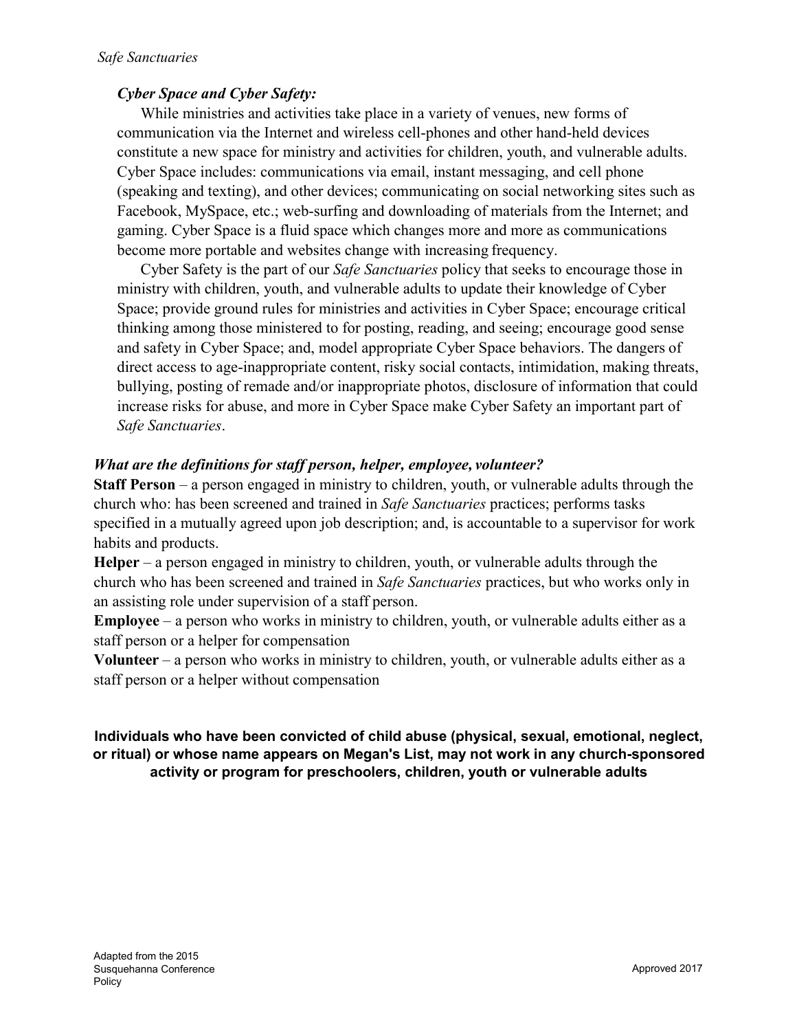### *Cyber Space and Cyber Safety:*

While ministries and activities take place in a variety of venues, new forms of communication via the Internet and wireless cell-phones and other hand-held devices constitute a new space for ministry and activities for children, youth, and vulnerable adults. Cyber Space includes: communications via email, instant messaging, and cell phone (speaking and texting), and other devices; communicating on social networking sites such as Facebook, MySpace, etc.; web-surfing and downloading of materials from the Internet; and gaming. Cyber Space is a fluid space which changes more and more as communications become more portable and websites change with increasing frequency.

Cyber Safety is the part of our *Safe Sanctuaries* policy that seeks to encourage those in ministry with children, youth, and vulnerable adults to update their knowledge of Cyber Space; provide ground rules for ministries and activities in Cyber Space; encourage critical thinking among those ministered to for posting, reading, and seeing; encourage good sense and safety in Cyber Space; and, model appropriate Cyber Space behaviors. The dangers of direct access to age-inappropriate content, risky social contacts, intimidation, making threats, bullying, posting of remade and/or inappropriate photos, disclosure of information that could increase risks for abuse, and more in Cyber Space make Cyber Safety an important part of *Safe Sanctuaries*.

### *What are the definitions for staff person, helper, employee, volunteer?*

**Staff Person** – a person engaged in ministry to children, youth, or vulnerable adults through the church who: has been screened and trained in *Safe Sanctuaries* practices; performs tasks specified in a mutually agreed upon job description; and, is accountable to a supervisor for work habits and products.

**Helper** – a person engaged in ministry to children, youth, or vulnerable adults through the church who has been screened and trained in *Safe Sanctuaries* practices, but who works only in an assisting role under supervision of a staff person.

**Employee** – a person who works in ministry to children, youth, or vulnerable adults either as a staff person or a helper for compensation

**Volunteer** – a person who works in ministry to children, youth, or vulnerable adults either as a staff person or a helper without compensation

**Individuals who have been convicted of child abuse (physical, sexual, emotional, neglect, or ritual) or whose name appears on Megan's List, may not work in any church-sponsored activity or program for preschoolers, children, youth or vulnerable adults**

Adapted from the 2015 Susquehanna Conference Policy

Approved 2017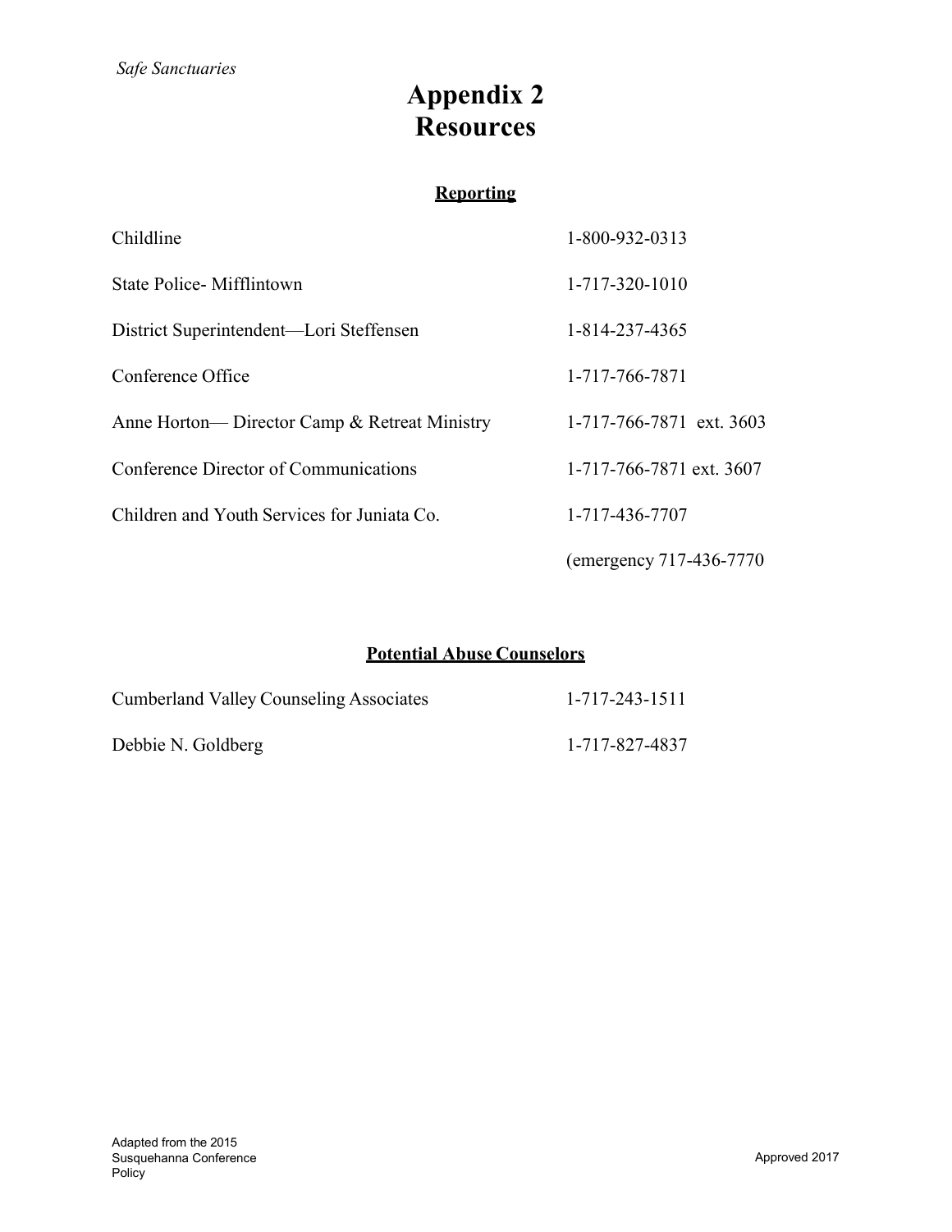# Appendix 2
# Resources

## Reporting

| | |
|---|---|
| Childline | 1-800-932-0313 |
| State Police- Mifflintown | 1-717-320-1010 |
| District Superintendent—Lori Steffensen | 1-814-237-4365 |
| Conference Office | 1-717-766-7871 |
| Anne Horton— Director Camp & Retreat Ministry | 1-717-766-7871 ext. 3603 |
| Conference Director of Communications | 1-717-766-7871 ext. 3607 |
| Children and Youth Services for Juniata Co. | 1-717-436-7707 |
| | (emergency 717-436-7770 |

## Potential Abuse Counselors

| | |
|---|---|
| Cumberland Valley Counseling Associates | 1-717-243-1511 |
| Debbie N. Goldberg | 1-717-827-4837 |

Adapted from the 2015 Susquehanna Conference Policy

Approved 2017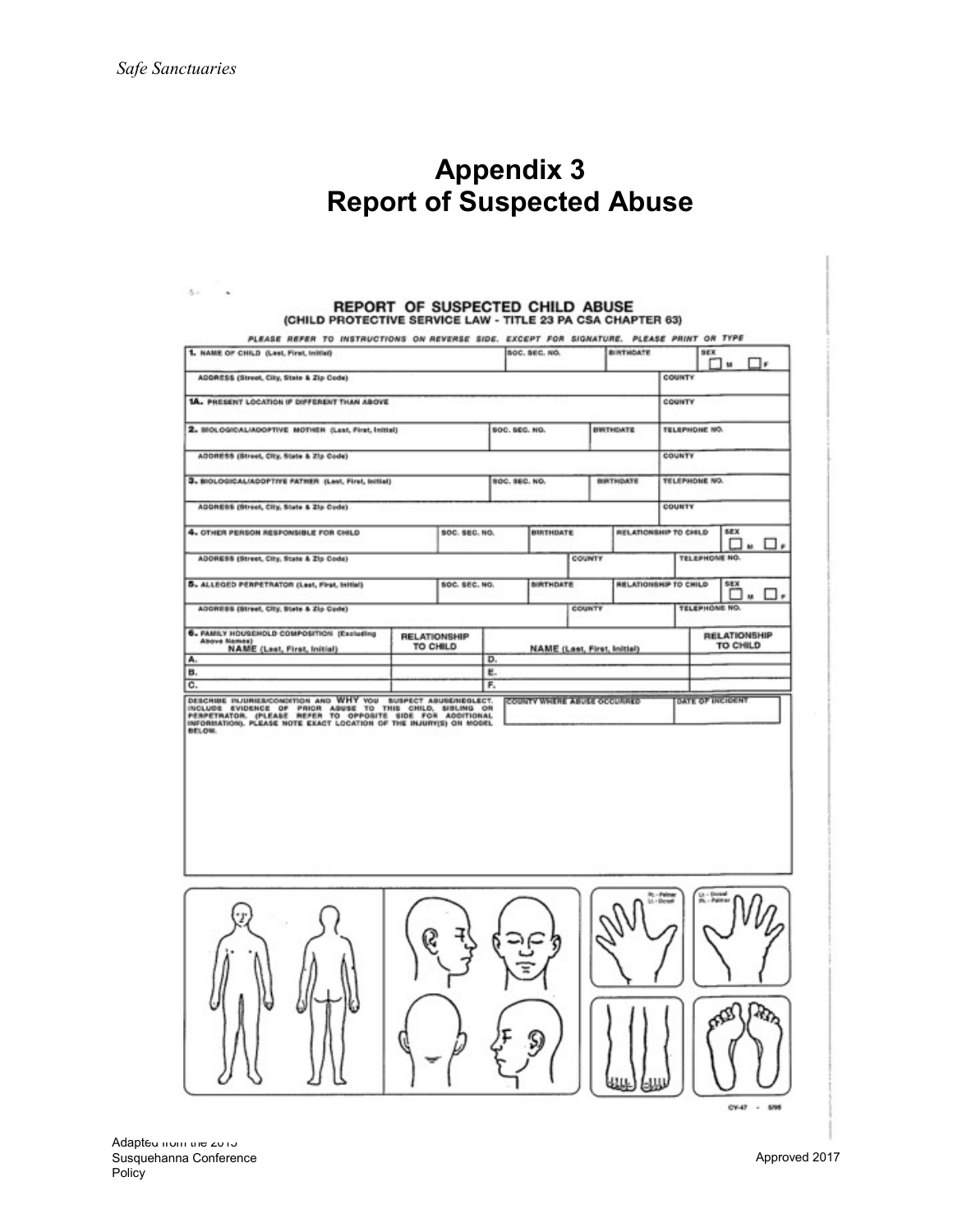# Appendix 3
# Report of Suspected Abuse

## REPORT OF SUSPECTED CHILD ABUSE
### (CHILD PROTECTIVE SERVICE LAW - TITLE 23 PA CSA CHAPTER 63)

*PLEASE REFER TO INSTRUCTIONS ON REVERSE SIDE. EXCEPT FOR SIGNATURE. PLEASE PRINT OR TYPE*

| 1. NAME OF CHILD (Last, First, Initial) | SOC. SEC. NO. | BIRTHDATE | SEX ☐ M ☐ F |
|---|---|---|---|
| ADDRESS (Street, City, State & Zip Code) | | COUNTY | |
| 1A. PRESENT LOCATION IF DIFFERENT THAN ABOVE | | COUNTY | |

| 2. BIOLOGICAL/ADOPTIVE MOTHER (Last, First, Initial) | SOC. SEC. NO. | BIRTHDATE | TELEPHONE NO. |
|---|---|---|---|
| ADDRESS (Street, City, State & Zip Code) | | | COUNTY |

| 3. BIOLOGICAL/ADOPTIVE FATHER (Last, First, Initial) | SOC. SEC. NO. | BIRTHDATE | TELEPHONE NO. |
|---|---|---|---|
| ADDRESS (Street, City, State & Zip Code) | | | COUNTY |

| 4. OTHER PERSON RESPONSIBLE FOR CHILD | SOC. SEC. NO. | BIRTHDATE | RELATIONSHIP TO CHILD | SEX ☐ M ☐ F |
|---|---|---|---|---|
| ADDRESS (Street, City, State & Zip Code) | | COUNTY | | TELEPHONE NO. |

| 5. ALLEGED PERPETRATOR (Last, First, Initial) | SOC. SEC. NO. | BIRTHDATE | RELATIONSHIP TO CHILD | SEX ☐ M ☐ F |
|---|---|---|---|---|
| ADDRESS (Street, City, State & Zip Code) | | COUNTY | | TELEPHONE NO. |

| 6. FAMILY HOUSEHOLD COMPOSITION (Excluding Above Names) NAME (Last, First, Initial) | RELATIONSHIP TO CHILD | NAME (Last, First, Initial) | RELATIONSHIP TO CHILD |
|---|---|---|---|
| A. | | D. | |
| B. | | E. | |
| C. | | F. | |

| DESCRIBE INJURIES/CONDITION AND WHY YOU SUSPECT ABUSE/NEGLECT. INCLUDE EVIDENCE OF PRIOR ABUSE TO THIS CHILD, SIBLING OR PERPETRATOR. (PLEASE REFER TO OPPOSITE SIDE FOR ADDITIONAL INFORMATION). PLEASE NOTE EXACT LOCATION OF THE INJURY(S) ON MODEL BELOW. | COUNTY WHERE ABUSE OCCURRED | DATE OF INCIDENT |
|---|---|---|

Rt. - Palmar
Lt. - Dorsal

Lt. - Dorsal
Rt. - Palmar

CY-47 - 5/95

Adapted from the 2015 Susquehanna Conference Policy

Approved 2017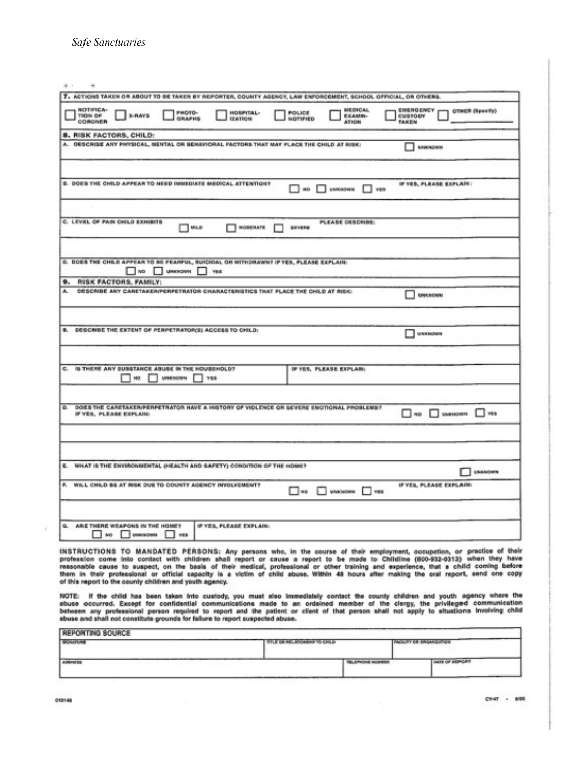**7. ACTIONS TAKEN OR ABOUT TO BE TAKEN BY REPORTER, COUNTY AGENCY, LAW ENFORCEMENT, SCHOOL OFFICIAL, OR OTHERS.**

☐ NOTIFICATION OF CORONER ☐ X-RAYS ☐ PHOTOGRAPHS ☐ HOSPITALIZATION ☐ POLICE NOTIFIED ☐ MEDICAL EXAMINATION ☐ EMERGENCY CUSTODY TAKEN ☐ OTHER (Specify) ________

**8. RISK FACTORS, CHILD:**

A. DESCRIBE ANY PHYSICAL, MENTAL OR BEHAVIORAL FACTORS THAT MAY PLACE THE CHILD AT RISK: ☐ UNKNOWN

B. DOES THE CHILD APPEAR TO NEED IMMEDIATE MEDICAL ATTENTION? ☐ NO ☐ UNKNOWN ☐ YES IF YES, PLEASE EXPLAIN:

C. LEVEL OF PAIN CHILD EXHIBITS ☐ MILD ☐ MODERATE ☐ SEVERE PLEASE DESCRIBE:

D. DOES THE CHILD APPEAR TO BE FEARFUL, SUICIDAL OR WITHDRAWN? IF YES, PLEASE EXPLAIN: ☐ NO ☐ UNKNOWN ☐ YES

**9. RISK FACTORS, FAMILY:**

A. DESCRIBE ANY CARETAKER/PERPETRATOR CHARACTERISTICS THAT PLACE THE CHILD AT RISK: ☐ UNKNOWN

B. DESCRIBE THE EXTENT OF PERPETRATOR(S) ACCESS TO CHILD: ☐ UNKNOWN

C. IS THERE ANY SUBSTANCE ABUSE IN THE HOUSEHOLD? ☐ NO ☐ UNKNOWN ☐ YES IF YES, PLEASE EXPLAIN:

D. DOES THE CARETAKER/PERPETRATOR HAVE A HISTORY OF VIOLENCE OR SEVERE EMOTIONAL PROBLEMS? IF YES, PLEASE EXPLAIN: ☐ NO ☐ UNKNOWN ☐ YES

E. WHAT IS THE ENVIRONMENTAL (HEALTH AND SAFETY) CONDITION OF THE HOME? ☐ UNKNOWN

F. WILL CHILD BE AT RISK DUE TO COUNTY AGENCY INVOLVEMENT? ☐ NO ☐ UNKNOWN ☐ YES IF YES, PLEASE EXPLAIN:

G. ARE THERE WEAPONS IN THE HOME? ☐ NO ☐ UNKNOWN ☐ YES IF YES, PLEASE EXPLAIN:

**INSTRUCTIONS TO MANDATED PERSONS:** Any persons who, in the course of their employment, occupation, or practice of their profession come into contact with children shall report or cause a report to be made to Childline (800-932-0313) when they have reasonable cause to suspect, on the basis of their medical, professional or other training and experience, that a child coming before them in their professional or official capacity is a victim of child abuse. Within 48 hours after making the oral report, send one copy of this report to the county children and youth agency.

NOTE: If the child has been taken into custody, you must also immediately contact the county children and youth agency where the abuse occurred. Except for confidential communications made to an ordained member of the clergy, the privileged communication between any professional person required to report and the patient or client of that person shall not apply to situations involving child abuse and shall not constitute grounds for failure to report suspected abuse.

**REPORTING SOURCE**

| SIGNATURE | TITLE OR RELATIONSHIP TO CHILD | | FACILITY OR ORGANIZATION |
|---|---|---|---|
| ADDRESS | | TELEPHONE NUMBER | DATE OF REPORT |

019146 CY-47 - 6/95